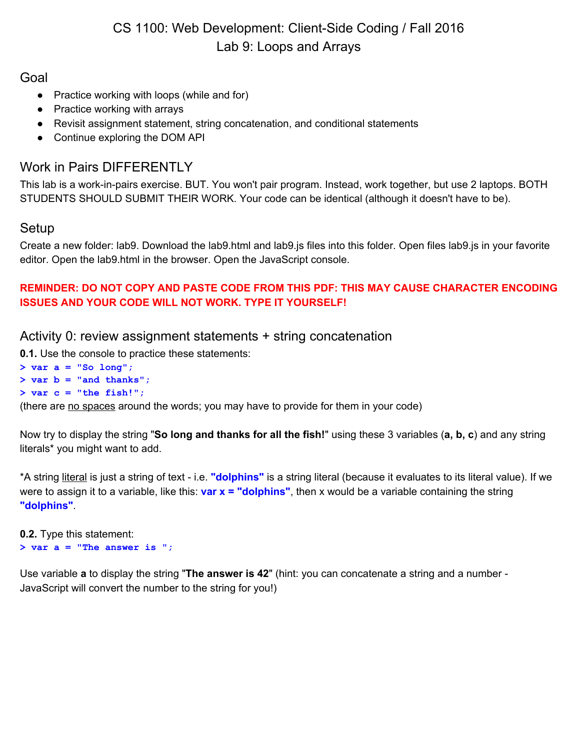# CS 1100: Web Development: Client-Side Coding / Fall 2016
## Lab 9: Loops and Arrays

## Goal

- Practice working with loops (while and for)
- Practice working with arrays
- Revisit assignment statement, string concatenation, and conditional statements
- Continue exploring the DOM API

## Work in Pairs DIFFERENTLY

This lab is a work-in-pairs exercise. BUT. You won't pair program. Instead, work together, but use 2 laptops. BOTH STUDENTS SHOULD SUBMIT THEIR WORK. Your code can be identical (although it doesn't have to be).

## Setup

Create a new folder: lab9. Download the lab9.html and lab9.js files into this folder. Open files lab9.js in your favorite editor. Open the lab9.html in the browser. Open the JavaScript console.

**REMINDER: DO NOT COPY AND PASTE CODE FROM THIS PDF: THIS MAY CAUSE CHARACTER ENCODING ISSUES AND YOUR CODE WILL NOT WORK. TYPE IT YOURSELF!**

## Activity 0: review assignment statements + string concatenation

**0.1.** Use the console to practice these statements:

```
> var a = "So long";
> var b = "and thanks";
> var c = "the fish!";
```

(there are no spaces around the words; you may have to provide for them in your code)

Now try to display the string "**So long and thanks for all the fish!**" using these 3 variables (**a, b, c**) and any string literals* you might want to add.

*A string literal is just a string of text - i.e. **"dolphins"** is a string literal (because it evaluates to its literal value). If we were to assign it to a variable, like this: **var x = "dolphins"**, then x would be a variable containing the string **"dolphins"**.

**0.2.** Type this statement:

```
> var a = "The answer is ";
```

Use variable **a** to display the string "**The answer is 42**" (hint: you can concatenate a string and a number - JavaScript will convert the number to the string for you!)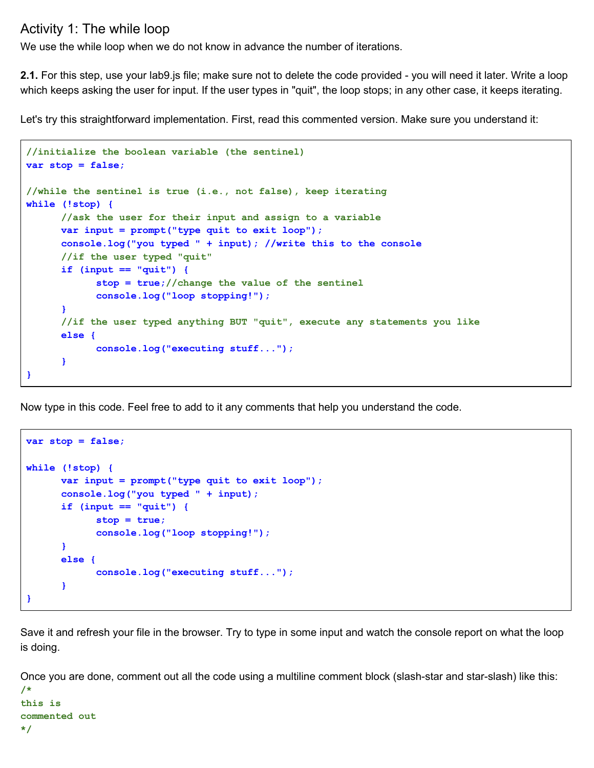## Activity 1: The while loop

We use the while loop when we do not know in advance the number of iterations.

**2.1.** For this step, use your lab9.js file; make sure not to delete the code provided - you will need it later. Write a loop which keeps asking the user for input. If the user types in "quit", the loop stops; in any other case, it keeps iterating.

Let's try this straightforward implementation. First, read this commented version. Make sure you understand it:

```
//initialize the boolean variable (the sentinel)
var stop = false;

//while the sentinel is true (i.e., not false), keep iterating
while (!stop) {
      //ask the user for their input and assign to a variable
      var input = prompt("type quit to exit loop");
      console.log("you typed " + input); //write this to the console
      //if the user typed "quit"
      if (input == "quit") {
            stop = true;//change the value of the sentinel
            console.log("loop stopping!");
      }
      //if the user typed anything BUT "quit", execute any statements you like
      else {
            console.log("executing stuff...");
      }
}
```

Now type in this code. Feel free to add to it any comments that help you understand the code.

```
var stop = false;

while (!stop) {
      var input = prompt("type quit to exit loop");
      console.log("you typed " + input);
      if (input == "quit") {
            stop = true;
            console.log("loop stopping!");
      }
      else {
            console.log("executing stuff...");
      }
}
```

Save it and refresh your file in the browser. Try to type in some input and watch the console report on what the loop is doing.

Once you are done, comment out all the code using a multiline comment block (slash-star and star-slash) like this:

```
/*
this is
commented out
*/
```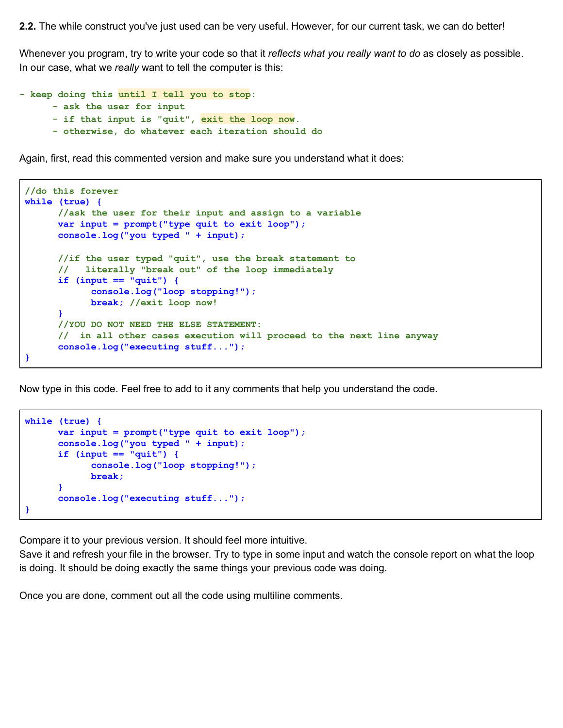**2.2.** The while construct you've just used can be very useful. However, for our current task, we can do better!

Whenever you program, try to write your code so that it *reflects what you really want to do* as closely as possible. In our case, what we *really* want to tell the computer is this:

```
- keep doing this until I tell you to stop:
      - ask the user for input
      - if that input is "quit", exit the loop now.
      - otherwise, do whatever each iteration should do
```

Again, first, read this commented version and make sure you understand what it does:

```
//do this forever
while (true) {
      //ask the user for their input and assign to a variable
      var input = prompt("type quit to exit loop");
      console.log("you typed " + input);

      //if the user typed "quit", use the break statement to
      //   literally "break out" of the loop immediately
      if (input == "quit") {
            console.log("loop stopping!");
            break; //exit loop now!
      }
      //YOU DO NOT NEED THE ELSE STATEMENT:
      //  in all other cases execution will proceed to the next line anyway
      console.log("executing stuff...");
}
```

Now type in this code. Feel free to add to it any comments that help you understand the code.

```
while (true) {
      var input = prompt("type quit to exit loop");
      console.log("you typed " + input);
      if (input == "quit") {
            console.log("loop stopping!");
            break;
      }
      console.log("executing stuff...");
}
```

Compare it to your previous version. It should feel more intuitive.
Save it and refresh your file in the browser. Try to type in some input and watch the console report on what the loop is doing. It should be doing exactly the same things your previous code was doing.

Once you are done, comment out all the code using multiline comments.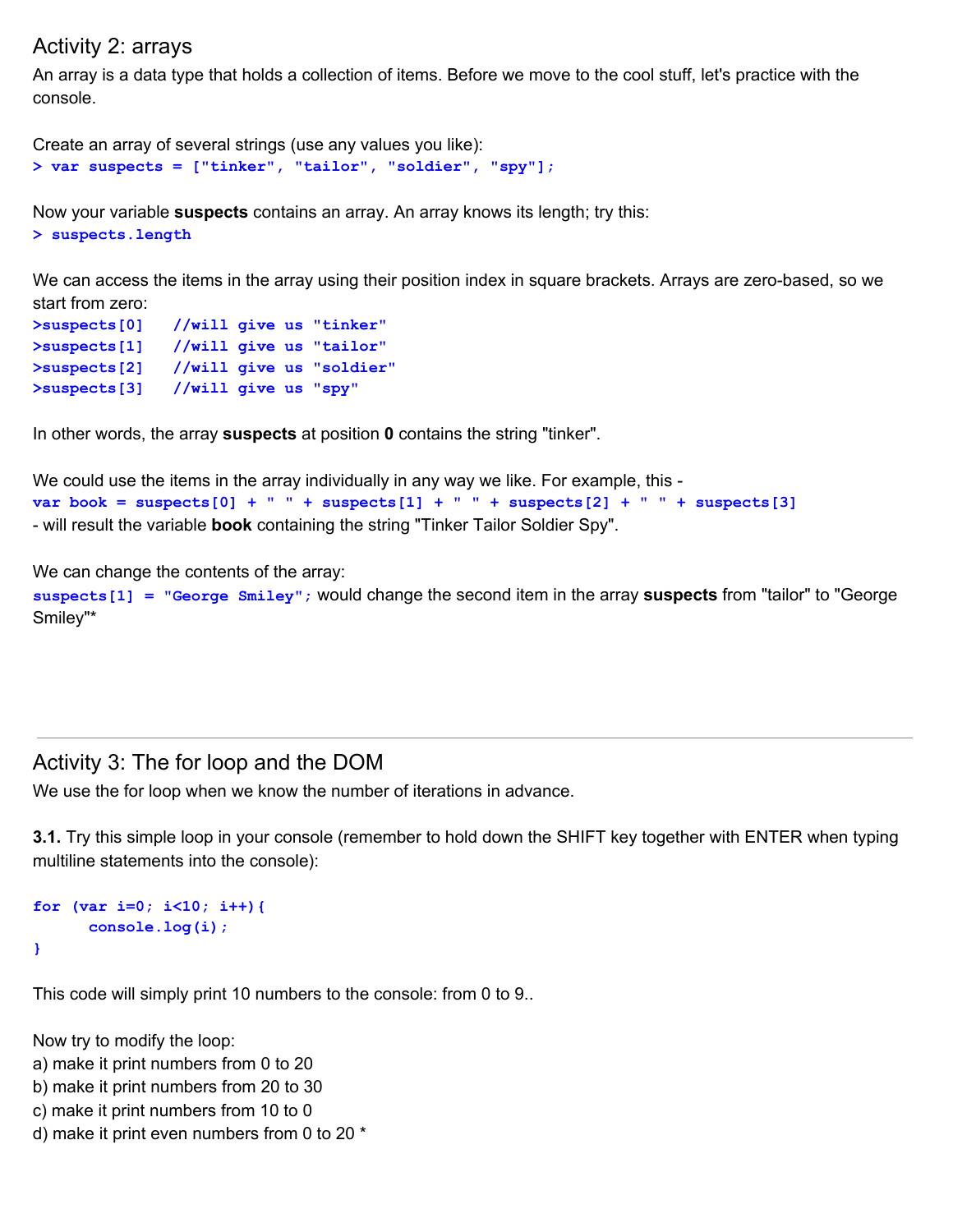## Activity 2: arrays

An array is a data type that holds a collection of items. Before we move to the cool stuff, let's practice with the console.

Create an array of several strings (use any values you like):

```
> var suspects = ["tinker", "tailor", "soldier", "spy"];
```

Now your variable **suspects** contains an array. An array knows its length; try this:

```
> suspects.length
```

We can access the items in the array using their position index in square brackets. Arrays are zero-based, so we start from zero:

```
>suspects[0]   //will give us "tinker"
>suspects[1]   //will give us "tailor"
>suspects[2]   //will give us "soldier"
>suspects[3]   //will give us "spy"
```

In other words, the array **suspects** at position **0** contains the string "tinker".

We could use the items in the array individually in any way we like. For example, this -

```
var book = suspects[0] + " " + suspects[1] + " " + suspects[2] + " " + suspects[3]
```

- will result the variable **book** containing the string "Tinker Tailor Soldier Spy".

We can change the contents of the array:

`suspects[1] = "George Smiley";` would change the second item in the array **suspects** from "tailor" to "George Smiley"*

---

## Activity 3: The for loop and the DOM

We use the for loop when we know the number of iterations in advance.

**3.1.** Try this simple loop in your console (remember to hold down the SHIFT key together with ENTER when typing multiline statements into the console):

```
for (var i=0; i<10; i++){
      console.log(i);
}
```

This code will simply print 10 numbers to the console: from 0 to 9..

Now try to modify the loop:

a) make it print numbers from 0 to 20
b) make it print numbers from 20 to 30
c) make it print numbers from 10 to 0
d) make it print even numbers from 0 to 20 *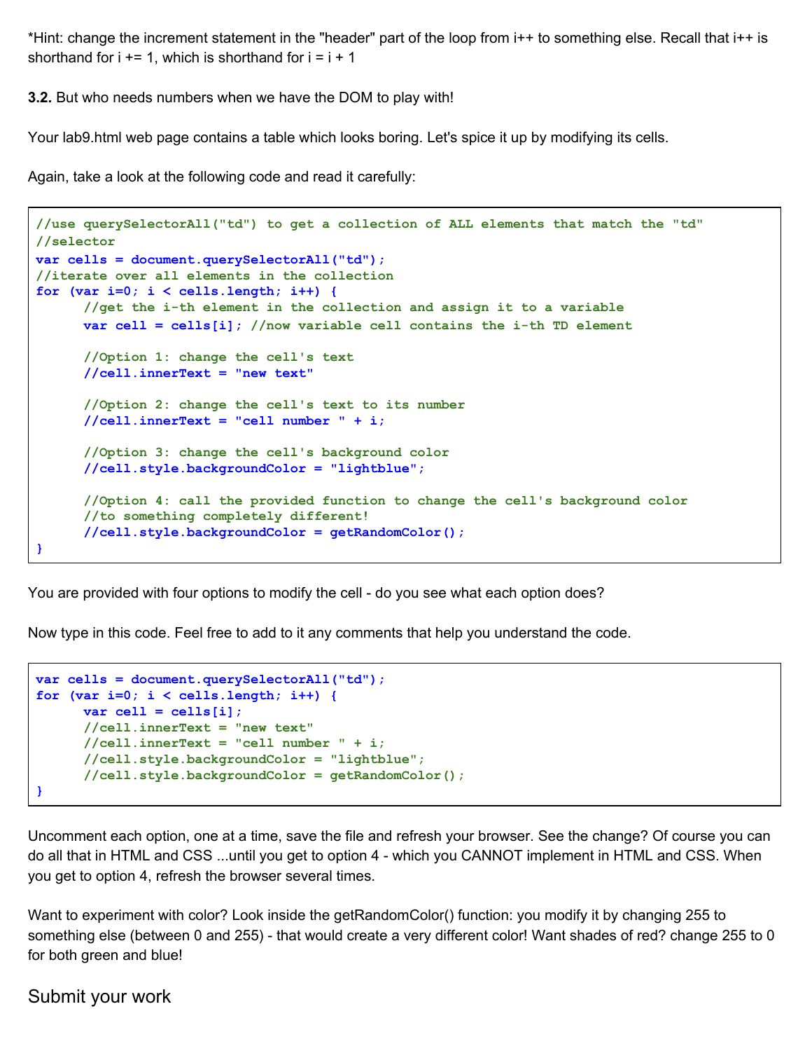*Hint: change the increment statement in the "header" part of the loop from i++ to something else. Recall that i++ is shorthand for i += 1, which is shorthand for i = i + 1

**3.2.** But who needs numbers when we have the DOM to play with!

Your lab9.html web page contains a table which looks boring. Let's spice it up by modifying its cells.

Again, take a look at the following code and read it carefully:

```
//use querySelectorAll("td") to get a collection of ALL elements that match the "td"
//selector
var cells = document.querySelectorAll("td");
//iterate over all elements in the collection
for (var i=0; i < cells.length; i++) {
      //get the i-th element in the collection and assign it to a variable
      var cell = cells[i]; //now variable cell contains the i-th TD element

      //Option 1: change the cell's text
      //cell.innerText = "new text"

      //Option 2: change the cell's text to its number
      //cell.innerText = "cell number " + i;

      //Option 3: change the cell's background color
      //cell.style.backgroundColor = "lightblue";

      //Option 4: call the provided function to change the cell's background color
      //to something completely different!
      //cell.style.backgroundColor = getRandomColor();
}
```

You are provided with four options to modify the cell - do you see what each option does?

Now type in this code. Feel free to add to it any comments that help you understand the code.

```
var cells = document.querySelectorAll("td");
for (var i=0; i < cells.length; i++) {
      var cell = cells[i];
      //cell.innerText = "new text"
      //cell.innerText = "cell number " + i;
      //cell.style.backgroundColor = "lightblue";
      //cell.style.backgroundColor = getRandomColor();
}
```

Uncomment each option, one at a time, save the file and refresh your browser. See the change? Of course you can do all that in HTML and CSS ...until you get to option 4 - which you CANNOT implement in HTML and CSS. When you get to option 4, refresh the browser several times.

Want to experiment with color? Look inside the getRandomColor() function: you modify it by changing 255 to something else (between 0 and 255) - that would create a very different color! Want shades of red? change 255 to 0 for both green and blue!

## Submit your work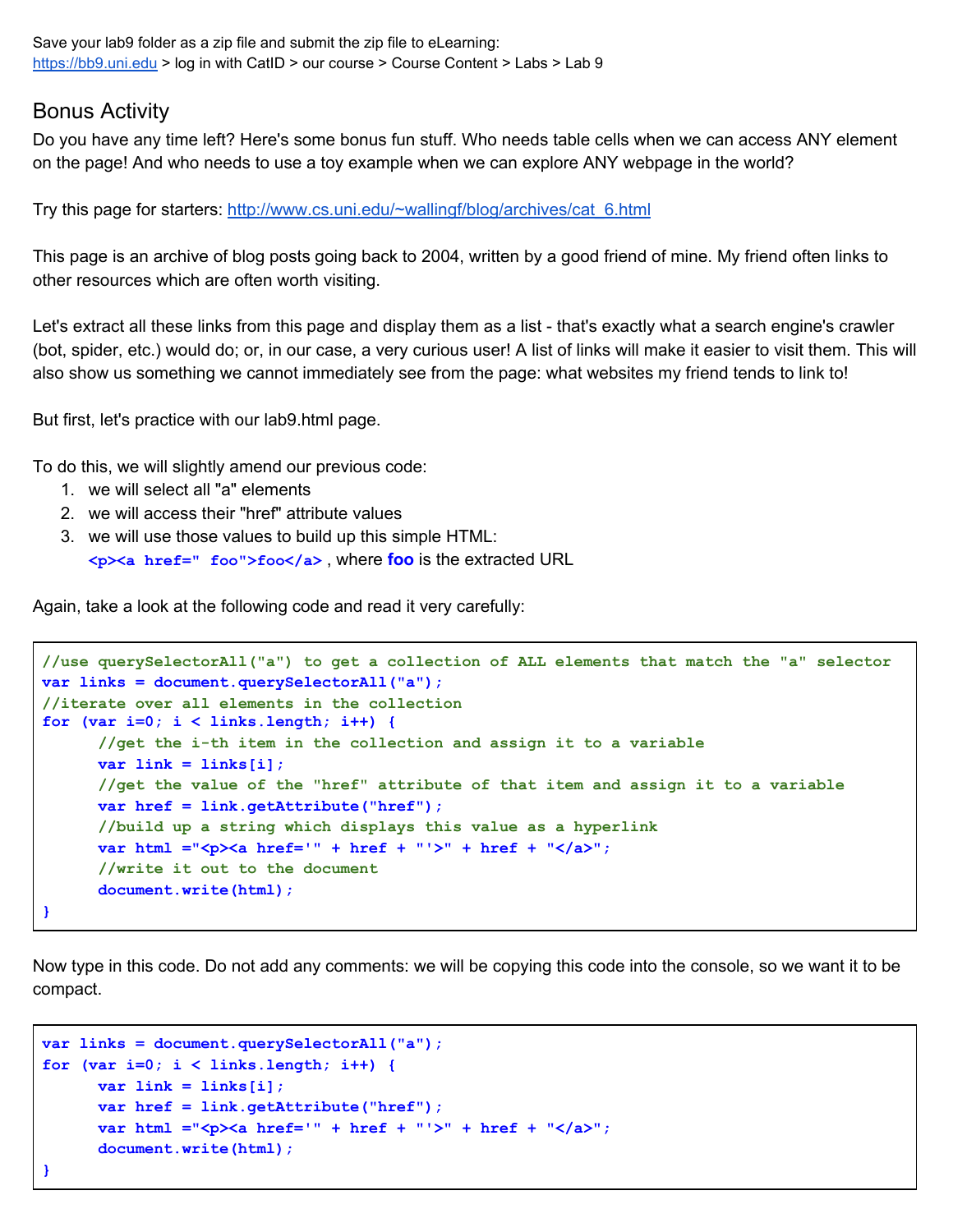Save your lab9 folder as a zip file and submit the zip file to eLearning:
https://bb9.uni.edu > log in with CatID > our course > Course Content > Labs > Lab 9

## Bonus Activity

Do you have any time left? Here's some bonus fun stuff. Who needs table cells when we can access ANY element on the page! And who needs to use a toy example when we can explore ANY webpage in the world?

Try this page for starters: http://www.cs.uni.edu/~wallingf/blog/archives/cat_6.html

This page is an archive of blog posts going back to 2004, written by a good friend of mine. My friend often links to other resources which are often worth visiting.

Let's extract all these links from this page and display them as a list - that's exactly what a search engine's crawler (bot, spider, etc.) would do; or, in our case, a very curious user! A list of links will make it easier to visit them. This will also show us something we cannot immediately see from the page: what websites my friend tends to link to!

But first, let's practice with our lab9.html page.

To do this, we will slightly amend our previous code:

1. we will select all "a" elements
2. we will access their "href" attribute values
3. we will use those values to build up this simple HTML:
   `<p><a href=" foo">foo</a>` , where **foo** is the extracted URL

Again, take a look at the following code and read it very carefully:

```
//use querySelectorAll("a") to get a collection of ALL elements that match the "a" selector
var links = document.querySelectorAll("a");
//iterate over all elements in the collection
for (var i=0; i < links.length; i++) {
      //get the i-th item in the collection and assign it to a variable
      var link = links[i];
      //get the value of the "href" attribute of that item and assign it to a variable
      var href = link.getAttribute("href");
      //build up a string which displays this value as a hyperlink
      var html ="<p><a href='" + href + "'>" + href + "</a>";
      //write it out to the document
      document.write(html);
}
```

Now type in this code. Do not add any comments: we will be copying this code into the console, so we want it to be compact.

```
var links = document.querySelectorAll("a");
for (var i=0; i < links.length; i++) {
      var link = links[i];
      var href = link.getAttribute("href");
      var html ="<p><a href='" + href + "'>" + href + "</a>";
      document.write(html);
}
```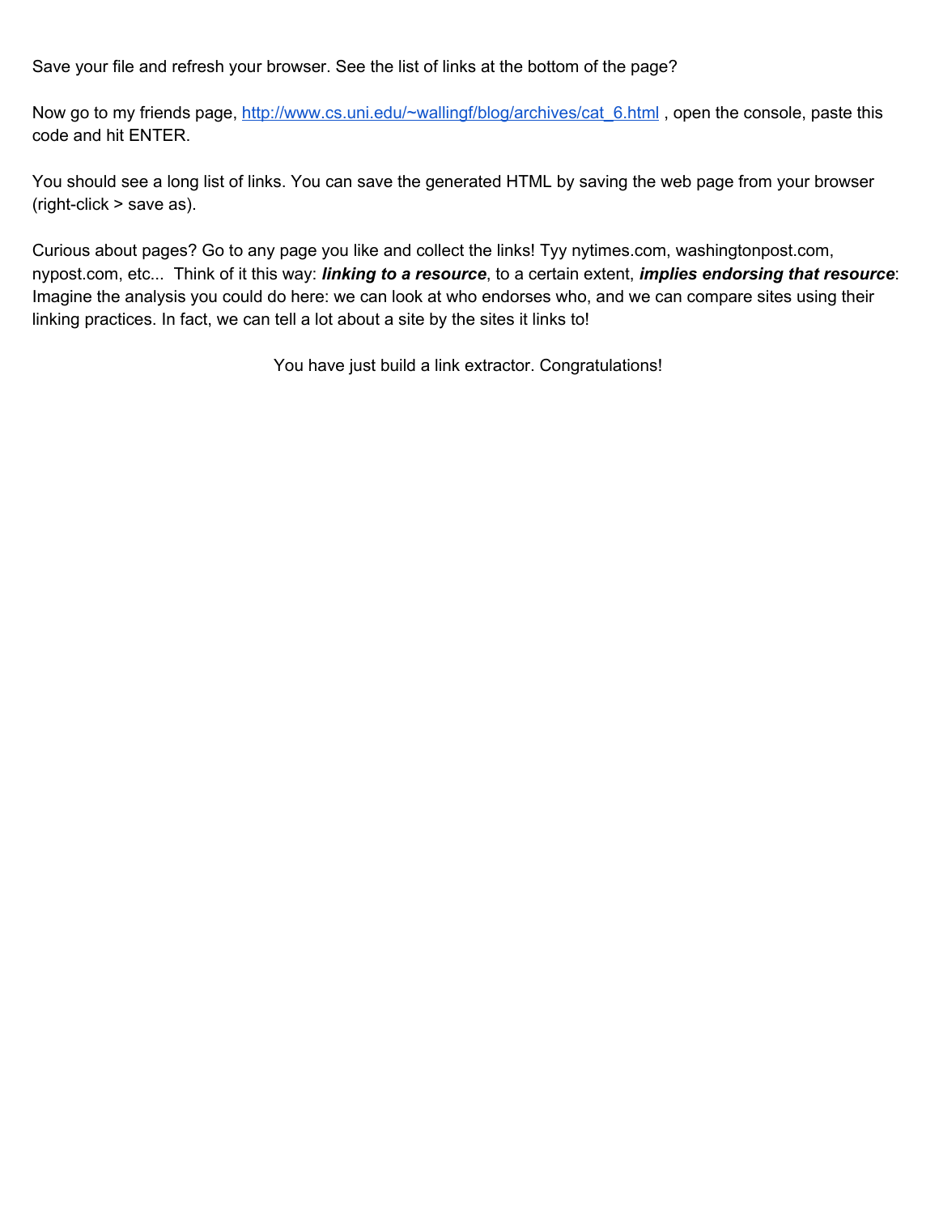Save your file and refresh your browser. See the list of links at the bottom of the page?

Now go to my friends page, [http://www.cs.uni.edu/~wallingf/blog/archives/cat_6.html](http://www.cs.uni.edu/~wallingf/blog/archives/cat_6.html) , open the console, paste this code and hit ENTER.

You should see a long list of links. You can save the generated HTML by saving the web page from your browser (right-click > save as).

Curious about pages? Go to any page you like and collect the links! Tyy nytimes.com, washingtonpost.com, nypost.com, etc... Think of it this way: ***linking to a resource***, to a certain extent, ***implies endorsing that resource***: Imagine the analysis you could do here: we can look at who endorses who, and we can compare sites using their linking practices. In fact, we can tell a lot about a site by the sites it links to!

You have just build a link extractor. Congratulations!